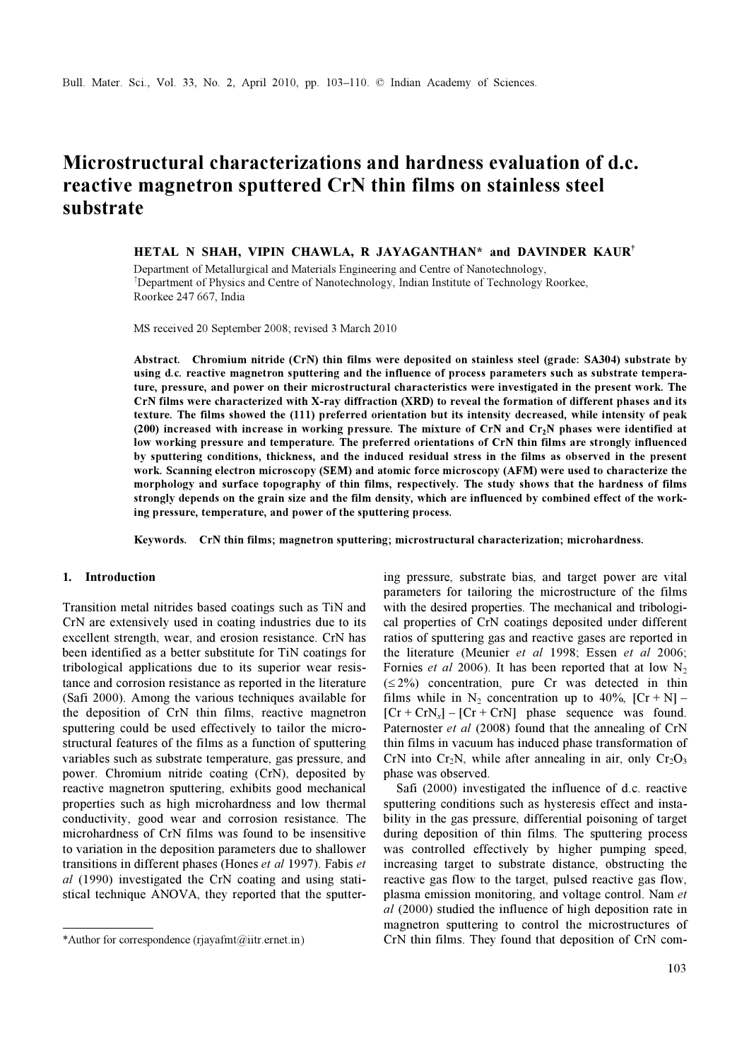# Microstructural characterizations and hardness evaluation of d.c. reactive magnetron sputtered CrN thin films on stainless steel substrate

**HETAL N SHAH, VIPIN CHAWLA, R JAYAGANTHAN* and DAVINDER KAUR[†]**

Department of Metallurgical and Materials Engineering and Centre of Nanotechnology,
[†]Department of Physics and Centre of Nanotechnology, Indian Institute of Technology Roorkee, Roorkee 247 667, India

MS received 20 September 2008; revised 3 March 2010

**Abstract.** **Chromium nitride (CrN) thin films were deposited on stainless steel (grade: SA304) substrate by using d.c. reactive magnetron sputtering and the influence of process parameters such as substrate temperature, pressure, and power on their microstructural characteristics were investigated in the present work. The CrN films were characterized with X-ray diffraction (XRD) to reveal the formation of different phases and its texture. The films showed the (111) preferred orientation but its intensity decreased, while intensity of peak (200) increased with increase in working pressure. The mixture of CrN and $Cr_2N$ phases were identified at low working pressure and temperature. The preferred orientations of CrN thin films are strongly influenced by sputtering conditions, thickness, and the induced residual stress in the films as observed in the present work. Scanning electron microscopy (SEM) and atomic force microscopy (AFM) were used to characterize the morphology and surface topography of thin films, respectively. The study shows that the hardness of films strongly depends on the grain size and the film density, which are influenced by combined effect of the working pressure, temperature, and power of the sputtering process.**

**Keywords.** **CrN thin films; magnetron sputtering; microstructural characterization; microhardness.**

## 1. Introduction

Transition metal nitrides based coatings such as TiN and CrN are extensively used in coating industries due to its excellent strength, wear, and erosion resistance. CrN has been identified as a better substitute for TiN coatings for tribological applications due to its superior wear resistance and corrosion resistance as reported in the literature (Safi 2000). Among the various techniques available for the deposition of CrN thin films, reactive magnetron sputtering could be used effectively to tailor the microstructural features of the films as a function of sputtering variables such as substrate temperature, gas pressure, and power. Chromium nitride coating (CrN), deposited by reactive magnetron sputtering, exhibits good mechanical properties such as high microhardness and low thermal conductivity, good wear and corrosion resistance. The microhardness of CrN films was found to be insensitive to variation in the deposition parameters due to shallower transitions in different phases (Hones *et al* 1997). Fabis *et al* (1990) investigated the CrN coating and using statistical technique ANOVA, they reported that the sputtering pressure, substrate bias, and target power are vital parameters for tailoring the microstructure of the films with the desired properties. The mechanical and tribological properties of CrN coatings deposited under different ratios of sputtering gas and reactive gases are reported in the literature (Meunier *et al* 1998; Essen *et al* 2006; Fornies *et al* 2006). It has been reported that at low $N_2$ ($\leq 2\%$) concentration, pure Cr was detected in thin films while in $N_2$ concentration up to 40%, [Cr + N] – [Cr + $CrN_x$] – [Cr + CrN] phase sequence was found. Paternoster *et al* (2008) found that the annealing of CrN thin films in vacuum has induced phase transformation of CrN into $Cr_2N$, while after annealing in air, only $Cr_2O_3$ phase was observed.

Safi (2000) investigated the influence of d.c. reactive sputtering conditions such as hysteresis effect and instability in the gas pressure, differential poisoning of target during deposition of thin films. The sputtering process was controlled effectively by higher pumping speed, increasing target to substrate distance, obstructing the reactive gas flow to the target, pulsed reactive gas flow, plasma emission monitoring, and voltage control. Nam *et al* (2000) studied the influence of high deposition rate in magnetron sputtering to control the microstructures of CrN thin films. They found that deposition of CrN com-

*Author for correspondence (rjayafmt@iitr.ernet.in)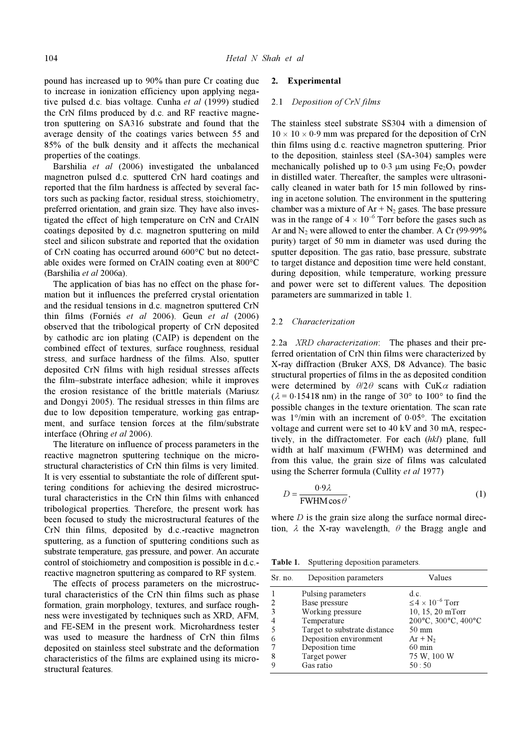pound has increased up to 90% than pure Cr coating due to increase in ionization efficiency upon applying negative pulsed d.c. bias voltage. Cunha *et al* (1999) studied the CrN films produced by d.c. and RF reactive magnetron sputtering on SA316 substrate and found that the average density of the coatings varies between 55 and 85% of the bulk density and it affects the mechanical properties of the coatings.

Barshilia *et al* (2006) investigated the unbalanced magnetron pulsed d.c. sputtered CrN hard coatings and reported that the film hardness is affected by several factors such as packing factor, residual stress, stoichiometry, preferred orientation, and grain size. They have also investigated the effect of high temperature on CrN and CrAlN coatings deposited by d.c. magnetron sputtering on mild steel and silicon substrate and reported that the oxidation of CrN coating has occurred around 600°C but no detectable oxides were formed on CrAlN coating even at 800°C (Barshilia *et al* 2006a).

The application of bias has no effect on the phase formation but it influences the preferred crystal orientation and the residual tensions in d.c. magnetron sputtered CrN thin films (Forniés *et al* 2006). Geun *et al* (2006) observed that the tribological property of CrN deposited by cathodic arc ion plating (CAIP) is dependent on the combined effect of textures, surface roughness, residual stress, and surface hardness of the films. Also, sputter deposited CrN films with high residual stresses affects the film–substrate interface adhesion; while it improves the erosion resistance of the brittle materials (Mariusz and Dongyi 2005). The residual stresses in thin films are due to low deposition temperature, working gas entrapment, and surface tension forces at the film/substrate interface (Ohring *et al* 2006).

The literature on influence of process parameters in the reactive magnetron sputtering technique on the microstructural characteristics of CrN thin films is very limited. It is very essential to substantiate the role of different sputtering conditions for achieving the desired microstructural characteristics in the CrN thin films with enhanced tribological properties. Therefore, the present work has been focused to study the microstructural features of the CrN thin films, deposited by d.c.-reactive magnetron sputtering, as a function of sputtering conditions such as substrate temperature, gas pressure, and power. An accurate control of stoichiometry and composition is possible in d.c.-reactive magnetron sputtering as compared to RF system.

The effects of process parameters on the microstructural characteristics of the CrN thin films such as phase formation, grain morphology, textures, and surface roughness were investigated by techniques such as XRD, AFM, and FE-SEM in the present work. Microhardness tester was used to measure the hardness of CrN thin films deposited on stainless steel substrate and the deformation characteristics of the films are explained using its microstructural features.

## 2. Experimental

### 2.1 *Deposition of CrN films*

The stainless steel substrate SS304 with a dimension of 10 × 10 × 0·9 mm was prepared for the deposition of CrN thin films using d.c. reactive magnetron sputtering. Prior to the deposition, stainless steel (SA-304) samples were mechanically polished up to 0·3 μm using $Fe_2O_3$ powder in distilled water. Thereafter, the samples were ultrasonically cleaned in water bath for 15 min followed by rinsing in acetone solution. The environment in the sputtering chamber was a mixture of $Ar + N_2$ gases. The base pressure was in the range of $4 \times 10^{-6}$ Torr before the gases such as Ar and $N_2$ were allowed to enter the chamber. A Cr (99·99% purity) target of 50 mm in diameter was used during the sputter deposition. The gas ratio, base pressure, substrate to target distance and deposition time were held constant, during deposition, while temperature, working pressure and power were set to different values. The deposition parameters are summarized in table 1.

### 2.2 *Characterization*

2.2a *XRD characterization*: The phases and their preferred orientation of CrN thin films were characterized by X-ray diffraction (Bruker AXS, D8 Advance). The basic structural properties of films in the as deposited condition were determined by $\theta/2\theta$ scans with CuK$\alpha$ radiation ($\lambda = 0{\cdot}15418$ nm) in the range of 30° to 100° to find the possible changes in the texture orientation. The scan rate was 1°/min with an increment of 0·05°. The excitation voltage and current were set to 40 kV and 30 mA, respectively, in the diffractometer. For each (*hkl*) plane, full width at half maximum (FWHM) was determined and from this value, the grain size of films was calculated using the Scherrer formula (Cullity *et al* 1977)

$$D = \frac{0{\cdot}9\lambda}{\mathrm{FWHM}\cos\theta}, \tag{1}$$

where $D$ is the grain size along the surface normal direction, $\lambda$ the X-ray wavelength, $\theta$ the Bragg angle and

**Table 1.** Sputtering deposition parameters.

| Sr. no. | Deposition parameters | Values |
|---|---|---|
| 1 | Pulsing parameters | d.c. |
| 2 | Base pressure | $\leq 4 \times 10^{-6}$ Torr |
| 3 | Working pressure | 10, 15, 20 mTorr |
| 4 | Temperature | 200°C, 300°C, 400°C |
| 5 | Target to substrate distance | 50 mm |
| 6 | Deposition environment | $Ar + N_2$ |
| 7 | Deposition time | 60 min |
| 8 | Target power | 75 W, 100 W |
| 9 | Gas ratio | 50 : 50 |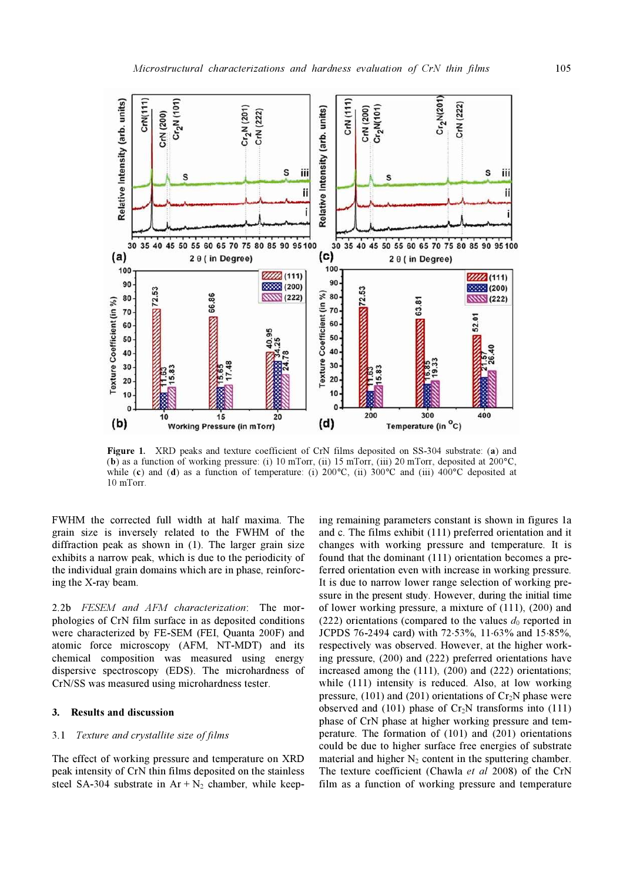**Figure 1.** XRD peaks and texture coefficient of CrN films deposited on SS-304 substrate: (**a**) and (**b**) as a function of working pressure: (i) 10 mTorr, (ii) 15 mTorr, (iii) 20 mTorr, deposited at 200°C, while (**c**) and (**d**) as a function of temperature: (i) 200°C, (ii) 300°C and (iii) 400°C deposited at 10 mTorr.

FWHM the corrected full width at half maxima. The grain size is inversely related to the FWHM of the diffraction peak as shown in (1). The larger grain size exhibits a narrow peak, which is due to the periodicity of the individual grain domains which are in phase, reinforcing the X-ray beam.

2.2b *FESEM and AFM characterization*: The morphologies of CrN film surface in as deposited conditions were characterized by FE-SEM (FEI, Quanta 200F) and atomic force microscopy (AFM, NT-MDT) and its chemical composition was measured using energy dispersive spectroscopy (EDS). The microhardness of CrN/SS was measured using microhardness tester.

## 3. Results and discussion

### 3.1 *Texture and crystallite size of films*

The effect of working pressure and temperature on XRD peak intensity of CrN thin films deposited on the stainless steel SA-304 substrate in Ar + $N_2$ chamber, while keeping remaining parameters constant is shown in figures 1a and c. The films exhibit (111) preferred orientation and it changes with working pressure and temperature. It is found that the dominant (111) orientation becomes a preferred orientation even with increase in working pressure. It is due to narrow lower range selection of working pressure in the present study. However, during the initial time of lower working pressure, a mixture of (111), (200) and (222) orientations (compared to the values $d_0$ reported in JCPDS 76-2494 card) with 72·53%, 11·63% and 15·85%, respectively was observed. However, at the higher working pressure, (200) and (222) preferred orientations have increased among the (111), (200) and (222) orientations; while (111) intensity is reduced. Also, at low working pressure, (101) and (201) orientations of $Cr_2N$ phase were observed and (101) phase of $Cr_2N$ transforms into (111) phase of CrN phase at higher working pressure and temperature. The formation of (101) and (201) orientations could be due to higher surface free energies of substrate material and higher $N_2$ content in the sputtering chamber. The texture coefficient (Chawla *et al* 2008) of the CrN film as a function of working pressure and temperature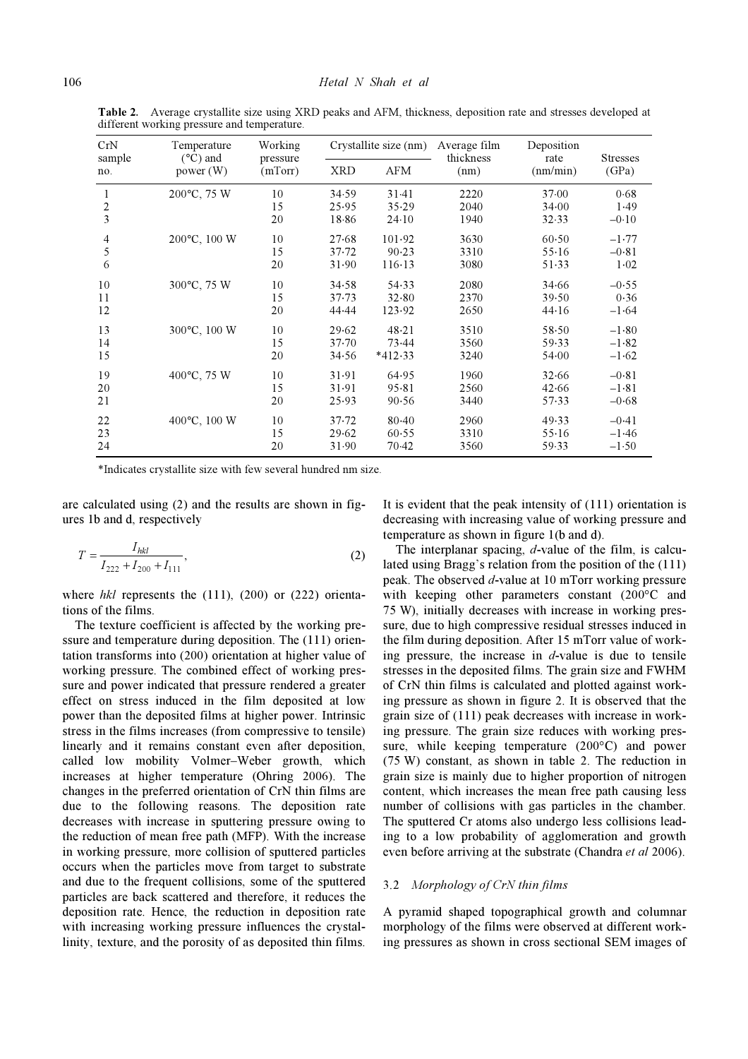**Table 2.** Average crystallite size using XRD peaks and AFM, thickness, deposition rate and stresses developed at different working pressure and temperature.

| CrN sample no. | Temperature (°C) and power (W) | Working pressure (mTorr) | Crystallite size (nm) | | Average film thickness (nm) | Deposition rate (nm/min) | Stresses (GPa) |
|---|---|---|---|---|---|---|---|
| | | | XRD | AFM | | | |
| 1 | 200°C, 75 W | 10 | 34·59 | 31·41 | 2220 | 37·00 | 0·68 |
| 2 | | 15 | 25·95 | 35·29 | 2040 | 34·00 | 1·49 |
| 3 | | 20 | 18·86 | 24·10 | 1940 | 32·33 | –0·10 |
| 4 | 200°C, 100 W | 10 | 27·68 | 101·92 | 3630 | 60·50 | –1·77 |
| 5 | | 15 | 37·72 | 90·23 | 3310 | 55·16 | –0·81 |
| 6 | | 20 | 31·90 | 116·13 | 3080 | 51·33 | 1·02 |
| 10 | 300°C, 75 W | 10 | 34·58 | 54·33 | 2080 | 34·66 | –0·55 |
| 11 | | 15 | 37·73 | 32·80 | 2370 | 39·50 | 0·36 |
| 12 | | 20 | 44·44 | 123·92 | 2650 | 44·16 | –1·64 |
| 13 | 300°C, 100 W | 10 | 29·62 | 48·21 | 3510 | 58·50 | –1·80 |
| 14 | | 15 | 37·70 | 73·44 | 3560 | 59·33 | –1·82 |
| 15 | | 20 | 34·56 | *412·33 | 3240 | 54·00 | –1·62 |
| 19 | 400°C, 75 W | 10 | 31·91 | 64·95 | 1960 | 32·66 | –0·81 |
| 20 | | 15 | 31·91 | 95·81 | 2560 | 42·66 | –1·81 |
| 21 | | 20 | 25·93 | 90·56 | 3440 | 57·33 | –0·68 |
| 22 | 400°C, 100 W | 10 | 37·72 | 80·40 | 2960 | 49·33 | –0·41 |
| 23 | | 15 | 29·62 | 60·55 | 3310 | 55·16 | –1·46 |
| 24 | | 20 | 31·90 | 70·42 | 3560 | 59·33 | –1·50 |

*Indicates crystallite size with few several hundred nm size.

are calculated using (2) and the results are shown in figures 1b and d, respectively

$$T = \frac{I_{hkl}}{I_{222} + I_{200} + I_{111}}, \tag{2}$$

where *hkl* represents the (111), (200) or (222) orientations of the films.

The texture coefficient is affected by the working pressure and temperature during deposition. The (111) orientation transforms into (200) orientation at higher value of working pressure. The combined effect of working pressure and power indicated that pressure rendered a greater effect on stress induced in the film deposited at low power than the deposited films at higher power. Intrinsic stress in the films increases (from compressive to tensile) linearly and it remains constant even after deposition, called low mobility Volmer–Weber growth, which increases at higher temperature (Ohring 2006). The changes in the preferred orientation of CrN thin films are due to the following reasons. The deposition rate decreases with increase in sputtering pressure owing to the reduction of mean free path (MFP). With the increase in working pressure, more collision of sputtered particles occurs when the particles move from target to substrate and due to the frequent collisions, some of the sputtered particles are back scattered and therefore, it reduces the deposition rate. Hence, the reduction in deposition rate with increasing working pressure influences the crystallinity, texture, and the porosity of as deposited thin films. It is evident that the peak intensity of (111) orientation is decreasing with increasing value of working pressure and temperature as shown in figure 1(b and d).

The interplanar spacing, *d*-value of the film, is calculated using Bragg's relation from the position of the (111) peak. The observed *d*-value at 10 mTorr working pressure with keeping other parameters constant (200°C and 75 W), initially decreases with increase in working pressure, due to high compressive residual stresses induced in the film during deposition. After 15 mTorr value of working pressure, the increase in *d*-value is due to tensile stresses in the deposited films. The grain size and FWHM of CrN thin films is calculated and plotted against working pressure as shown in figure 2. It is observed that the grain size of (111) peak decreases with increase in working pressure. The grain size reduces with working pressure, while keeping temperature (200°C) and power (75 W) constant, as shown in table 2. The reduction in grain size is mainly due to higher proportion of nitrogen content, which increases the mean free path causing less number of collisions with gas particles in the chamber. The sputtered Cr atoms also undergo less collisions leading to a low probability of agglomeration and growth even before arriving at the substrate (Chandra *et al* 2006).

### 3.2 *Morphology of CrN thin films*

A pyramid shaped topographical growth and columnar morphology of the films were observed at different working pressures as shown in cross sectional SEM images of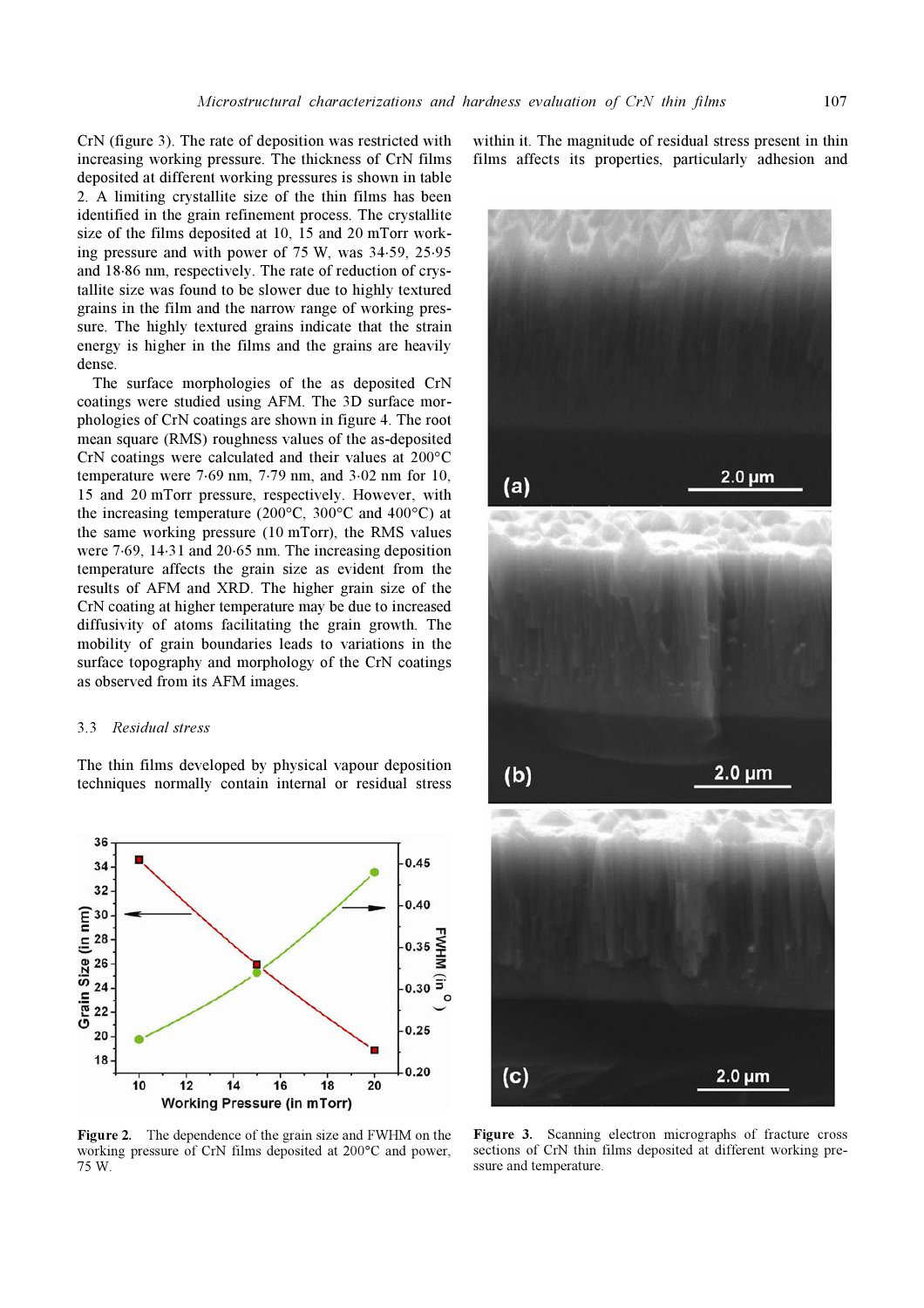CrN (figure 3). The rate of deposition was restricted with increasing working pressure. The thickness of CrN films deposited at different working pressures is shown in table 2. A limiting crystallite size of the thin films has been identified in the grain refinement process. The crystallite size of the films deposited at 10, 15 and 20 mTorr working pressure and with power of 75 W, was 34·59, 25·95 and 18·86 nm, respectively. The rate of reduction of crystallite size was found to be slower due to highly textured grains in the film and the narrow range of working pressure. The highly textured grains indicate that the strain energy is higher in the films and the grains are heavily dense.

The surface morphologies of the as deposited CrN coatings were studied using AFM. The 3D surface morphologies of CrN coatings are shown in figure 4. The root mean square (RMS) roughness values of the as-deposited CrN coatings were calculated and their values at 200°C temperature were 7·69 nm, 7·79 nm, and 3·02 nm for 10, 15 and 20 mTorr pressure, respectively. However, with the increasing temperature (200°C, 300°C and 400°C) at the same working pressure (10 mTorr), the RMS values were 7·69, 14·31 and 20·65 nm. The increasing deposition temperature affects the grain size as evident from the results of AFM and XRD. The higher grain size of the CrN coating at higher temperature may be due to increased diffusivity of atoms facilitating the grain growth. The mobility of grain boundaries leads to variations in the surface topography and morphology of the CrN coatings as observed from its AFM images.

### 3.3 *Residual stress*

The thin films developed by physical vapour deposition techniques normally contain internal or residual stress within it. The magnitude of residual stress present in thin films affects its properties, particularly adhesion and

**Figure 2.** The dependence of the grain size and FWHM on the working pressure of CrN films deposited at 200°C and power, 75 W.

**Figure 3.** Scanning electron micrographs of fracture cross sections of CrN thin films deposited at different working pressure and temperature.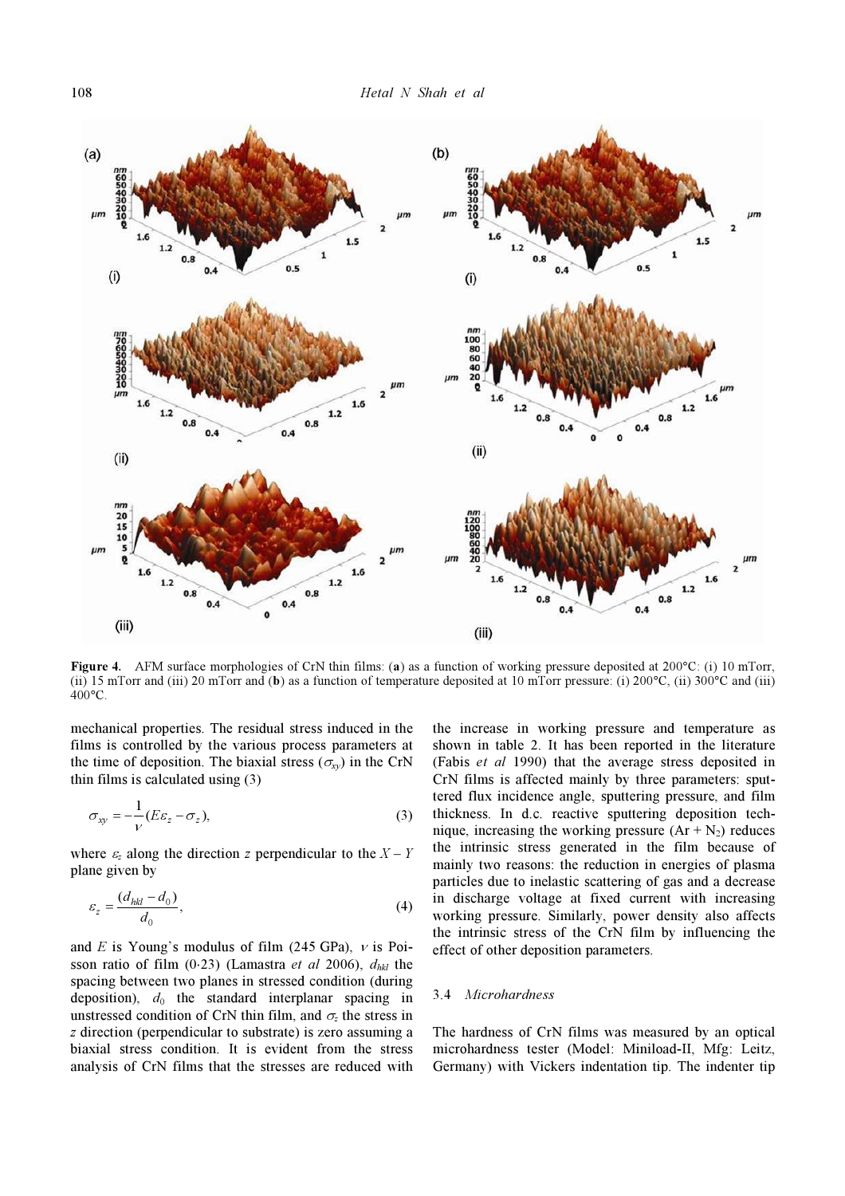**Figure 4.** AFM surface morphologies of CrN thin films: (**a**) as a function of working pressure deposited at 200°C: (i) 10 mTorr, (ii) 15 mTorr and (iii) 20 mTorr and (**b**) as a function of temperature deposited at 10 mTorr pressure: (i) 200°C, (ii) 300°C and (iii) 400°C.

mechanical properties. The residual stress induced in the films is controlled by the various process parameters at the time of deposition. The biaxial stress ($\sigma_{xy}$) in the CrN thin films is calculated using (3)

$$\sigma_{xy} = -\frac{1}{\nu}(E\varepsilon_z - \sigma_z), \tag{3}$$

where $\varepsilon_z$ along the direction $z$ perpendicular to the $X-Y$ plane given by

$$\varepsilon_z = \frac{(d_{hkl} - d_0)}{d_0}, \tag{4}$$

and $E$ is Young's modulus of film (245 GPa), $\nu$ is Poisson ratio of film (0·23) (Lamastra *et al* 2006), $d_{hkl}$ the spacing between two planes in stressed condition (during deposition), $d_0$ the standard interplanar spacing in unstressed condition of CrN thin film, and $\sigma_z$ the stress in $z$ direction (perpendicular to substrate) is zero assuming a biaxial stress condition. It is evident from the stress analysis of CrN films that the stresses are reduced with the increase in working pressure and temperature as shown in table 2. It has been reported in the literature (Fabis *et al* 1990) that the average stress deposited in CrN films is affected mainly by three parameters: sputtered flux incidence angle, sputtering pressure, and film thickness. In d.c. reactive sputtering deposition technique, increasing the working pressure (Ar + $N_2$) reduces the intrinsic stress generated in the film because of mainly two reasons: the reduction in energies of plasma particles due to inelastic scattering of gas and a decrease in discharge voltage at fixed current with increasing working pressure. Similarly, power density also affects the intrinsic stress of the CrN film by influencing the effect of other deposition parameters.

### 3.4 *Microhardness*

The hardness of CrN films was measured by an optical microhardness tester (Model: Miniload-II, Mfg: Leitz, Germany) with Vickers indentation tip. The indenter tip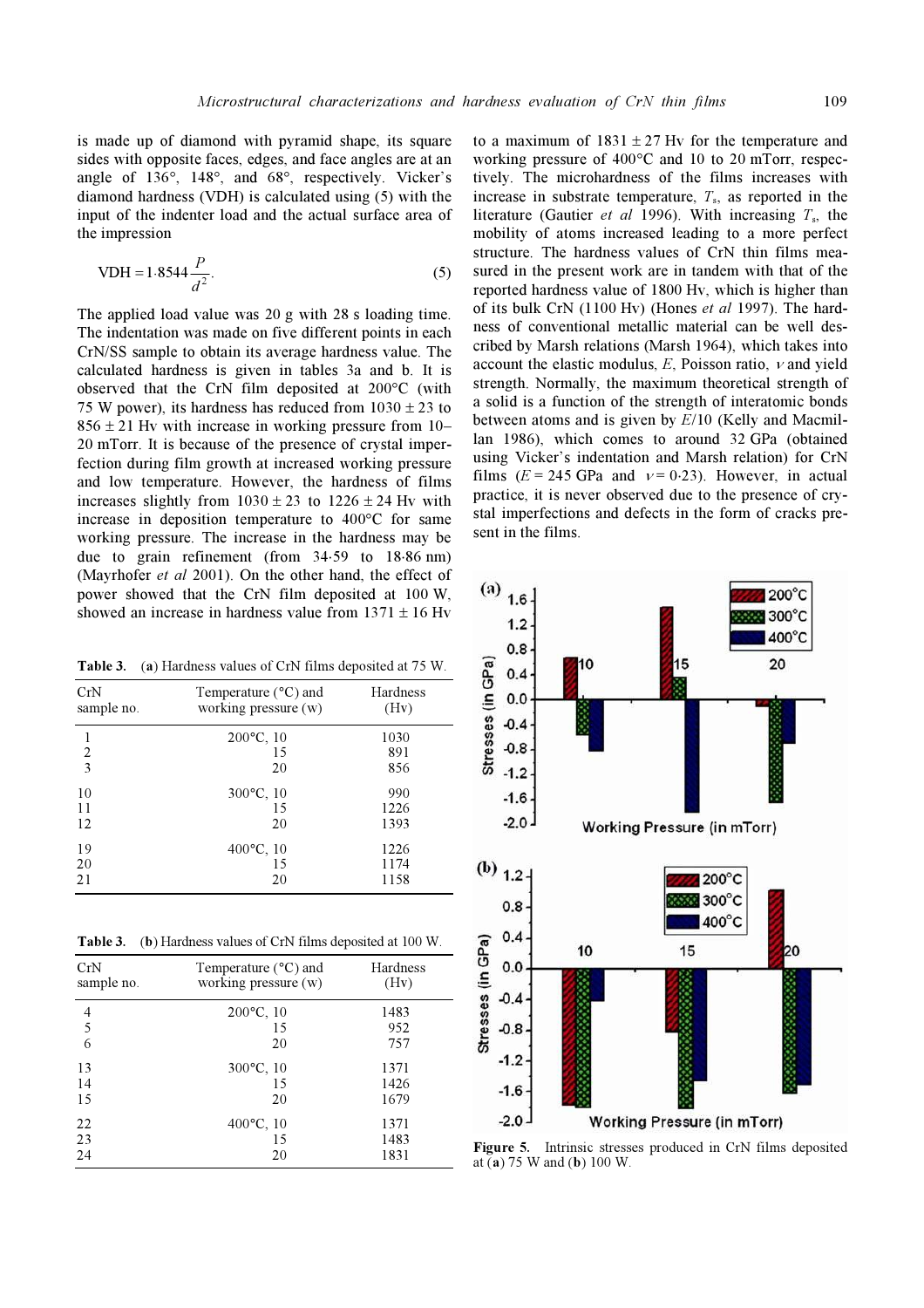is made up of diamond with pyramid shape, its square sides with opposite faces, edges, and face angles are at an angle of 136°, 148°, and 68°, respectively. Vicker's diamond hardness (VDH) is calculated using (5) with the input of the indenter load and the actual surface area of the impression

$$\text{VDH} = 1{\cdot}8544\frac{P}{d^2}. \tag{5}$$

The applied load value was 20 g with 28 s loading time. The indentation was made on five different points in each CrN/SS sample to obtain its average hardness value. The calculated hardness is given in tables 3a and b. It is observed that the CrN film deposited at 200°C (with 75 W power), its hardness has reduced from 1030 ± 23 to 856 ± 21 Hv with increase in working pressure from 10–20 mTorr. It is because of the presence of crystal imperfection during film growth at increased working pressure and low temperature. However, the hardness of films increases slightly from 1030 ± 23 to 1226 ± 24 Hv with increase in deposition temperature to 400°C for same working pressure. The increase in the hardness may be due to grain refinement (from 34·59 to 18·86 nm) (Mayrhofer *et al* 2001). On the other hand, the effect of power showed that the CrN film deposited at 100 W, showed an increase in hardness value from 1371 ± 16 Hv to a maximum of 1831 ± 27 Hv for the temperature and working pressure of 400°C and 10 to 20 mTorr, respectively. The microhardness of the films increases with increase in substrate temperature, $T_s$, as reported in the literature (Gautier *et al* 1996). With increasing $T_s$, the mobility of atoms increased leading to a more perfect structure. The hardness values of CrN thin films measured in the present work are in tandem with that of the reported hardness value of 1800 Hv, which is higher than of its bulk CrN (1100 Hv) (Hones *et al* 1997). The hardness of conventional metallic material can be well described by Marsh relations (Marsh 1964), which takes into account the elastic modulus, $E$, Poisson ratio, $\nu$ and yield strength. Normally, the maximum theoretical strength of a solid is a function of the strength of interatomic bonds between atoms and is given by $E/10$ (Kelly and Macmillan 1986), which comes to around 32 GPa (obtained using Vicker's indentation and Marsh relation) for CrN films ($E$ = 245 GPa and $\nu$ = 0·23). However, in actual practice, it is never observed due to the presence of crystal imperfections and defects in the form of cracks present in the films.

**Table 3.** (**a**) Hardness values of CrN films deposited at 75 W.

| CrN sample no. | Temperature (°C) and working pressure (w) | Hardness (Hv) |
|---|---|---|
| 1 | 200°C, 10 | 1030 |
| 2 | 15 | 891 |
| 3 | 20 | 856 |
| 10 | 300°C, 10 | 990 |
| 11 | 15 | 1226 |
| 12 | 20 | 1393 |
| 19 | 400°C, 10 | 1226 |
| 20 | 15 | 1174 |
| 21 | 20 | 1158 |

**Table 3.** (**b**) Hardness values of CrN films deposited at 100 W.

| CrN sample no. | Temperature (°C) and working pressure (w) | Hardness (Hv) |
|---|---|---|
| 4 | 200°C, 10 | 1483 |
| 5 | 15 | 952 |
| 6 | 20 | 757 |
| 13 | 300°C, 10 | 1371 |
| 14 | 15 | 1426 |
| 15 | 20 | 1679 |
| 22 | 400°C, 10 | 1371 |
| 23 | 15 | 1483 |
| 24 | 20 | 1831 |

**Figure 5.** Intrinsic stresses produced in CrN films deposited at (**a**) 75 W and (**b**) 100 W.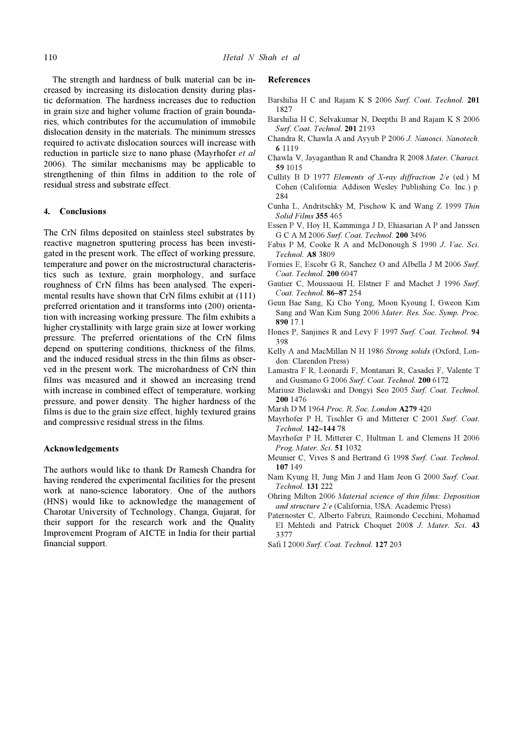The strength and hardness of bulk material can be increased by increasing its dislocation density during plastic deformation. The hardness increases due to reduction in grain size and higher volume fraction of grain boundaries, which contributes for the accumulation of immobile dislocation density in the materials. The minimum stresses required to activate dislocation sources will increase with reduction in particle size to nano phase (Mayrhofer *et al* 2006). The similar mechanisms may be applicable to strengthening of thin films in addition to the role of residual stress and substrate effect.

## 4. Conclusions

The CrN films deposited on stainless steel substrates by reactive magnetron sputtering process has been investigated in the present work. The effect of working pressure, temperature and power on the microstructural characteristics such as texture, grain morphology, and surface roughness of CrN films has been analysed. The experimental results have shown that CrN films exhibit at (111) preferred orientation and it transforms into (200) orientation with increasing working pressure. The film exhibits a higher crystallinity with large grain size at lower working pressure. The preferred orientations of the CrN films depend on sputtering conditions, thickness of the films, and the induced residual stress in the thin films as observed in the present work. The microhardness of CrN thin films was measured and it showed an increasing trend with increase in combined effect of temperature, working pressure, and power density. The higher hardness of the films is due to the grain size effect, highly textured grains and compressive residual stress in the films.

## Acknowledgements

The authors would like to thank Dr Ramesh Chandra for having rendered the experimental facilities for the present work at nano-science laboratory. One of the authors (HNS) would like to acknowledge the management of Charotar University of Technology, Changa, Gujarat, for their support for the research work and the Quality Improvement Program of AICTE in India for their partial financial support.

## References

Barshilia H C and Rajam K S 2006 *Surf. Coat. Technol.* **201** 1827

Barshilia H C, Selvakumar N, Deepthi B and Rajam K S 2006 *Surf. Coat. Technol.* **201** 2193

Chandra R, Chawla A and Ayyub P 2006 *J. Nanosci. Nanotech.* **6** 1119

Chawla V, Jayaganthan R and Chandra R 2008 *Mater. Charact.* **59** 1015

Cullity B D 1977 *Elements of X-ray diffraction 2/e* (ed.) M Cohen (California: Addison Wesley Publishing Co. Inc.) p. 284

Cunha L, Andritschky M, Pischow K and Wang Z 1999 *Thin Solid Films* **355** 465

Essen P V, Hoy H, Kamminga J D, Ehiasarian A P and Janssen G C A M 2006 *Surf. Coat. Technol.* **200** 3496

Fabis P M, Cooke R A and McDonough S 1990 *J. Vac. Sci. Technol.* **A8** 3809

Fornies E, Escobr G R, Sanchez O and Albella J M 2006 *Surf. Coat. Technol.* **200** 6047

Gautier C, Moussaoui H, Elstner F and Machet J 1996 *Surf. Coat. Technol.* **86–87** 254

Geun Bae Sang, Ki Cho Yong, Moon Kyoung I, Gweon Kim Sang and Wan Kim Sung 2006 *Mater. Res. Soc. Symp. Proc.* **890** 17.1

Hones P, Sanjines R and Levy F 1997 *Surf. Coat. Technol.* **94** 398

Kelly A and MacMillan N H 1986 *Strong solids* (Oxford, London: Clarendon Press)

Lamastra F R, Leonardi F, Montanari R, Casadei F, Valente T and Gusmano G 2006 *Surf. Coat. Technol.* **200** 6172

Mariusz Bielawski and Dongyi Seo 2005 *Surf. Coat. Technol.* **200** 1476

Marsh D M 1964 *Proc. R. Soc. London* **A279** 420

Mayrhofer P H, Tischler G and Mitterer C 2001 *Surf. Coat. Technol.* **142–144** 78

Mayrhofer P H, Mitterer C, Hultman L and Clemens H 2006 *Prog. Mater. Sci.* **51** 1032

Meunier C, Vives S and Bertrand G 1998 *Surf. Coat. Technol.* **107** 149

Nam Kyung H, Jung Min J and Ham Jeon G 2000 *Surf. Coat. Technol.* **131** 222

Ohring Milton 2006 *Material science of thin films: Deposition and structure 2/e* (California, USA: Academic Press)

Paternoster C, Alberto Fabrizi, Raimondo Cecchini, Mohamad El Mehtedi and Patrick Choquet 2008 *J. Mater. Sci.* **43** 3377

Safi I 2000 *Surf. Coat. Technol.* **127** 203